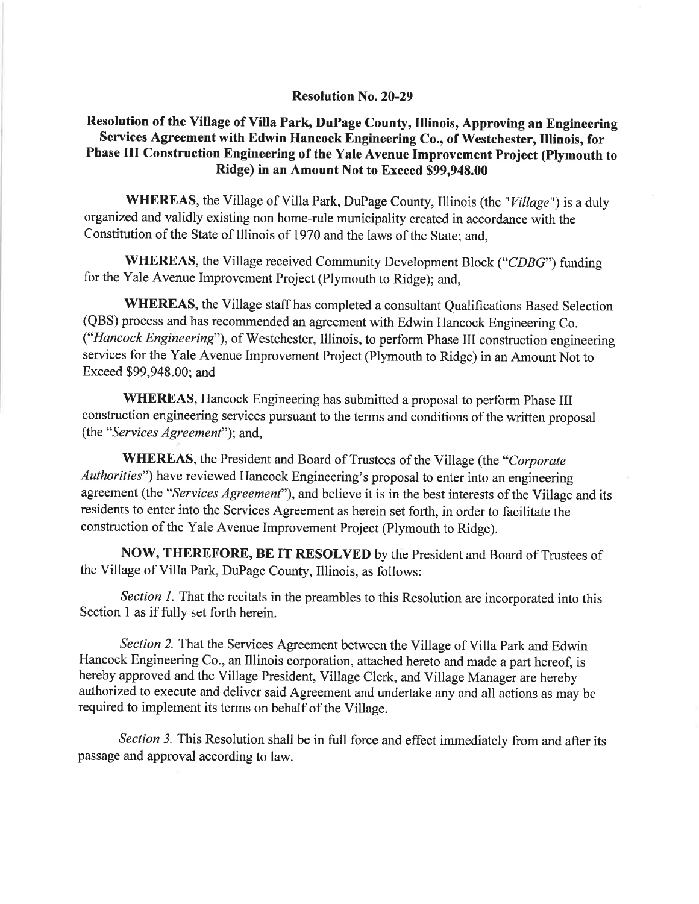# Resolution No. 20-29

## Resolution of the Village of Villa Park, DuPage County, Illinois, Approving an Engineering Services Agreement with Edwin Hancock Engineering Co., of Westchester, Illinois, for Phase III Construction Engineering of the Yale Avenue Improvement Project (Plymouth to Ridge) in an Amount Not to Exceed $99,948.00

**WHEREAS**, the Village of Villa Park, DuPage County, Illinois (the "*Village*") is a duly organized and validly existing non home-rule municipality created in accordance with the Constitution of the State of Illinois of 1970 and the laws of the State; and,

**WHEREAS**, the Village received Community Development Block ("*CDBG*") funding for the Yale Avenue Improvement Project (Plymouth to Ridge); and,

**WHEREAS**, the Village staff has completed a consultant Qualifications Based Selection (QBS) process and has recommended an agreement with Edwin Hancock Engineering Co. ("*Hancock Engineering*"), of Westchester, Illinois, to perform Phase III construction engineering services for the Yale Avenue Improvement Project (Plymouth to Ridge) in an Amount Not to Exceed $99,948.00; and

**WHEREAS**, Hancock Engineering has submitted a proposal to perform Phase III construction engineering services pursuant to the terms and conditions of the written proposal (the "*Services Agreement*"); and,

**WHEREAS**, the President and Board of Trustees of the Village (the "*Corporate Authorities*") have reviewed Hancock Engineering's proposal to enter into an engineering agreement (the "*Services Agreement*"), and believe it is in the best interests of the Village and its residents to enter into the Services Agreement as herein set forth, in order to facilitate the construction of the Yale Avenue Improvement Project (Plymouth to Ridge).

**NOW, THEREFORE, BE IT RESOLVED** by the President and Board of Trustees of the Village of Villa Park, DuPage County, Illinois, as follows:

*Section 1.* That the recitals in the preambles to this Resolution are incorporated into this Section 1 as if fully set forth herein.

*Section 2.* That the Services Agreement between the Village of Villa Park and Edwin Hancock Engineering Co., an Illinois corporation, attached hereto and made a part hereof, is hereby approved and the Village President, Village Clerk, and Village Manager are hereby authorized to execute and deliver said Agreement and undertake any and all actions as may be required to implement its terms on behalf of the Village.

*Section 3.* This Resolution shall be in full force and effect immediately from and after its passage and approval according to law.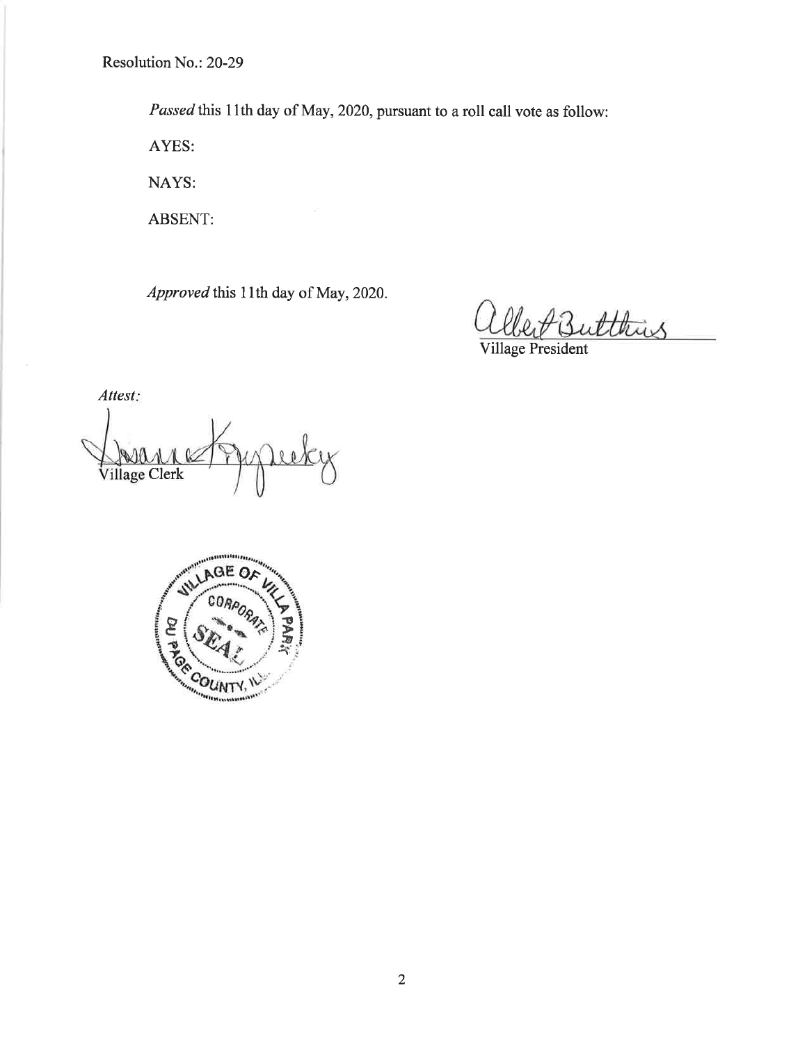Resolution No.: 20-29

*Passed* this 11th day of May, 2020, pursuant to a roll call vote as follow:

AYES:

NAYS:

ABSENT:

*Approved* this 11th day of May, 2020.

Village President

*Attest:*

Village Clerk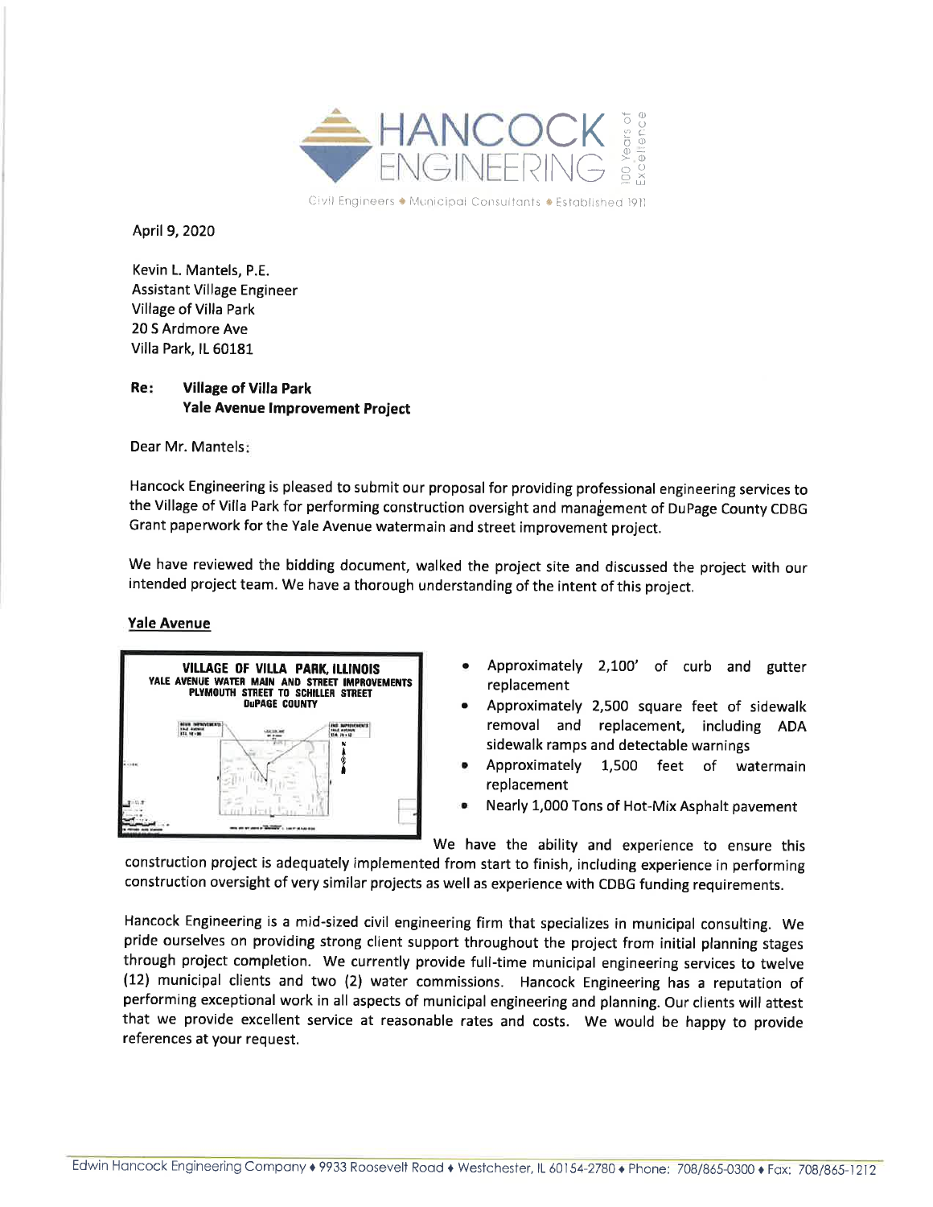April 9, 2020

Kevin L. Mantels, P.E.
Assistant Village Engineer
Village of Villa Park
20 S Ardmore Ave
Villa Park, IL 60181

**Re: Village of Villa Park**
**Yale Avenue Improvement Project**

Dear Mr. Mantels:

Hancock Engineering is pleased to submit our proposal for providing professional engineering services to the Village of Villa Park for performing construction oversight and management of DuPage County CDBG Grant paperwork for the Yale Avenue watermain and street improvement project.

We have reviewed the bidding document, walked the project site and discussed the project with our intended project team. We have a thorough understanding of the intent of this project.

**Yale Avenue**

VILLAGE OF VILLA PARK, ILLINOIS
YALE AVENUE WATER MAIN AND STREET IMPROVEMENTS
PLYMOUTH STREET TO SCHILLER STREET
DuPAGE COUNTY

- Approximately 2,100' of curb and gutter replacement
- Approximately 2,500 square feet of sidewalk removal and replacement, including ADA sidewalk ramps and detectable warnings
- Approximately 1,500 feet of watermain replacement
- Nearly 1,000 Tons of Hot-Mix Asphalt pavement

We have the ability and experience to ensure this construction project is adequately implemented from start to finish, including experience in performing construction oversight of very similar projects as well as experience with CDBG funding requirements.

Hancock Engineering is a mid-sized civil engineering firm that specializes in municipal consulting. We pride ourselves on providing strong client support throughout the project from initial planning stages through project completion. We currently provide full-time municipal engineering services to twelve (12) municipal clients and two (2) water commissions. Hancock Engineering has a reputation of performing exceptional work in all aspects of municipal engineering and planning. Our clients will attest that we provide excellent service at reasonable rates and costs. We would be happy to provide references at your request.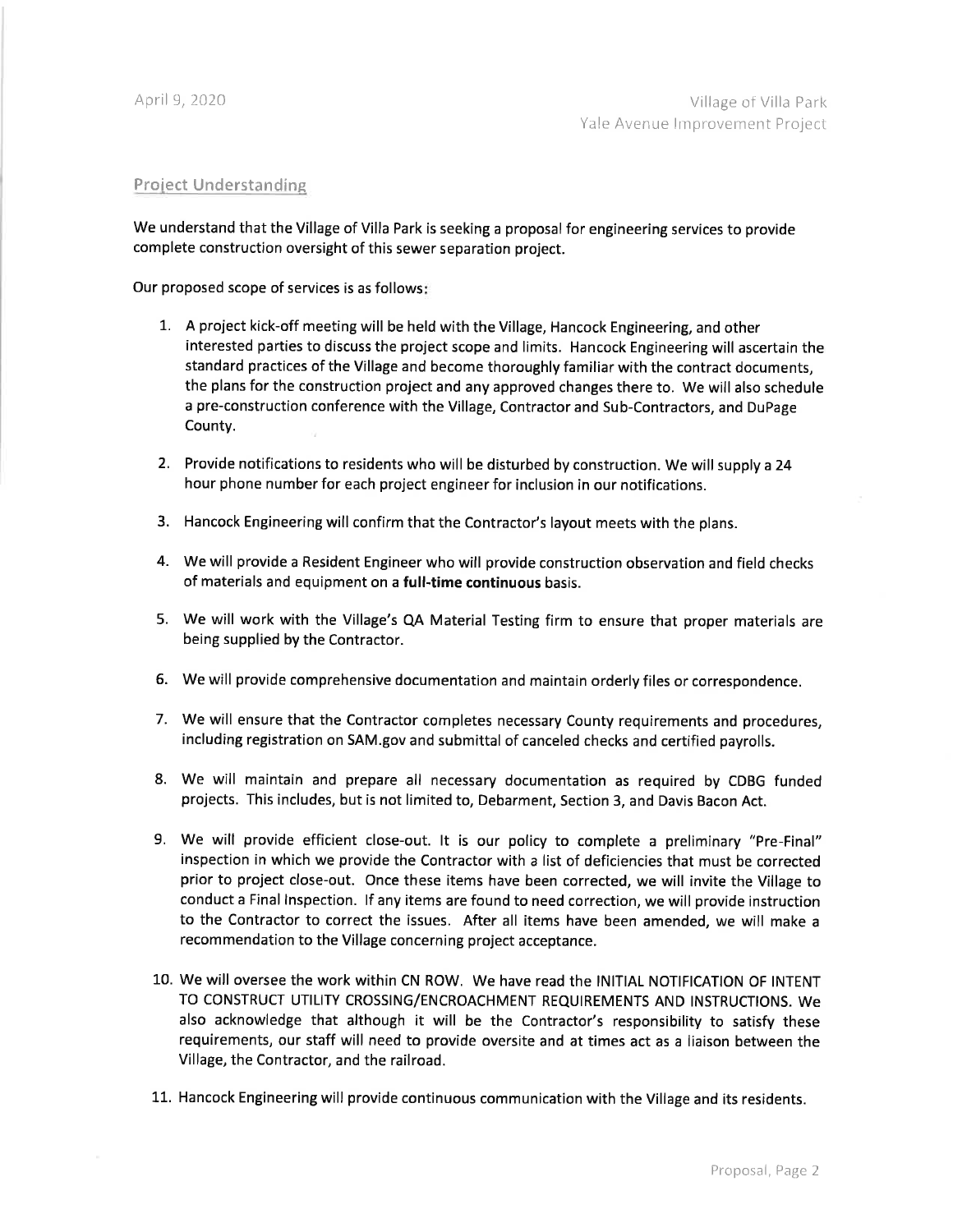## Project Understanding

We understand that the Village of Villa Park is seeking a proposal for engineering services to provide complete construction oversight of this sewer separation project.

Our proposed scope of services is as follows:

1. A project kick-off meeting will be held with the Village, Hancock Engineering, and other interested parties to discuss the project scope and limits. Hancock Engineering will ascertain the standard practices of the Village and become thoroughly familiar with the contract documents, the plans for the construction project and any approved changes there to. We will also schedule a pre-construction conference with the Village, Contractor and Sub-Contractors, and DuPage County.

2. Provide notifications to residents who will be disturbed by construction. We will supply a 24 hour phone number for each project engineer for inclusion in our notifications.

3. Hancock Engineering will confirm that the Contractor's layout meets with the plans.

4. We will provide a Resident Engineer who will provide construction observation and field checks of materials and equipment on a **full-time continuous** basis.

5. We will work with the Village's QA Material Testing firm to ensure that proper materials are being supplied by the Contractor.

6. We will provide comprehensive documentation and maintain orderly files or correspondence.

7. We will ensure that the Contractor completes necessary County requirements and procedures, including registration on SAM.gov and submittal of canceled checks and certified payrolls.

8. We will maintain and prepare all necessary documentation as required by CDBG funded projects. This includes, but is not limited to, Debarment, Section 3, and Davis Bacon Act.

9. We will provide efficient close-out. It is our policy to complete a preliminary "Pre-Final" inspection in which we provide the Contractor with a list of deficiencies that must be corrected prior to project close-out. Once these items have been corrected, we will invite the Village to conduct a Final Inspection. If any items are found to need correction, we will provide instruction to the Contractor to correct the issues. After all items have been amended, we will make a recommendation to the Village concerning project acceptance.

10. We will oversee the work within CN ROW. We have read the INITIAL NOTIFICATION OF INTENT TO CONSTRUCT UTILITY CROSSING/ENCROACHMENT REQUIREMENTS AND INSTRUCTIONS. We also acknowledge that although it will be the Contractor's responsibility to satisfy these requirements, our staff will need to provide oversite and at times act as a liaison between the Village, the Contractor, and the railroad.

11. Hancock Engineering will provide continuous communication with the Village and its residents.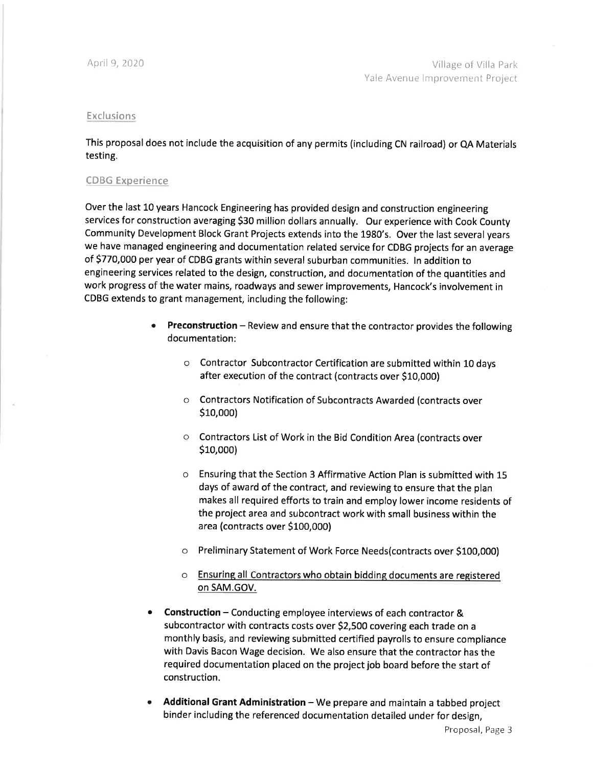## Exclusions

This proposal does not include the acquisition of any permits (including CN railroad) or QA Materials testing.

## CDBG Experience

Over the last 10 years Hancock Engineering has provided design and construction engineering services for construction averaging $30 million dollars annually. Our experience with Cook County Community Development Block Grant Projects extends into the 1980's. Over the last several years we have managed engineering and documentation related service for CDBG projects for an average of $770,000 per year of CDBG grants within several suburban communities. In addition to engineering services related to the design, construction, and documentation of the quantities and work progress of the water mains, roadways and sewer improvements, Hancock's involvement in CDBG extends to grant management, including the following:

- **Preconstruction** – Review and ensure that the contractor provides the following documentation:
  - Contractor Subcontractor Certification are submitted within 10 days after execution of the contract (contracts over $10,000)
  - Contractors Notification of Subcontracts Awarded (contracts over $10,000)
  - Contractors List of Work in the Bid Condition Area (contracts over $10,000)
  - Ensuring that the Section 3 Affirmative Action Plan is submitted with 15 days of award of the contract, and reviewing to ensure that the plan makes all required efforts to train and employ lower income residents of the project area and subcontract work with small business within the area (contracts over $100,000)
  - Preliminary Statement of Work Force Needs(contracts over $100,000)
  - Ensuring all Contractors who obtain bidding documents are registered on SAM.GOV.
- **Construction** – Conducting employee interviews of each contractor & subcontractor with contracts costs over $2,500 covering each trade on a monthly basis, and reviewing submitted certified payrolls to ensure compliance with Davis Bacon Wage decision. We also ensure that the contractor has the required documentation placed on the project job board before the start of construction.
- **Additional Grant Administration** – We prepare and maintain a tabbed project binder including the referenced documentation detailed under for design,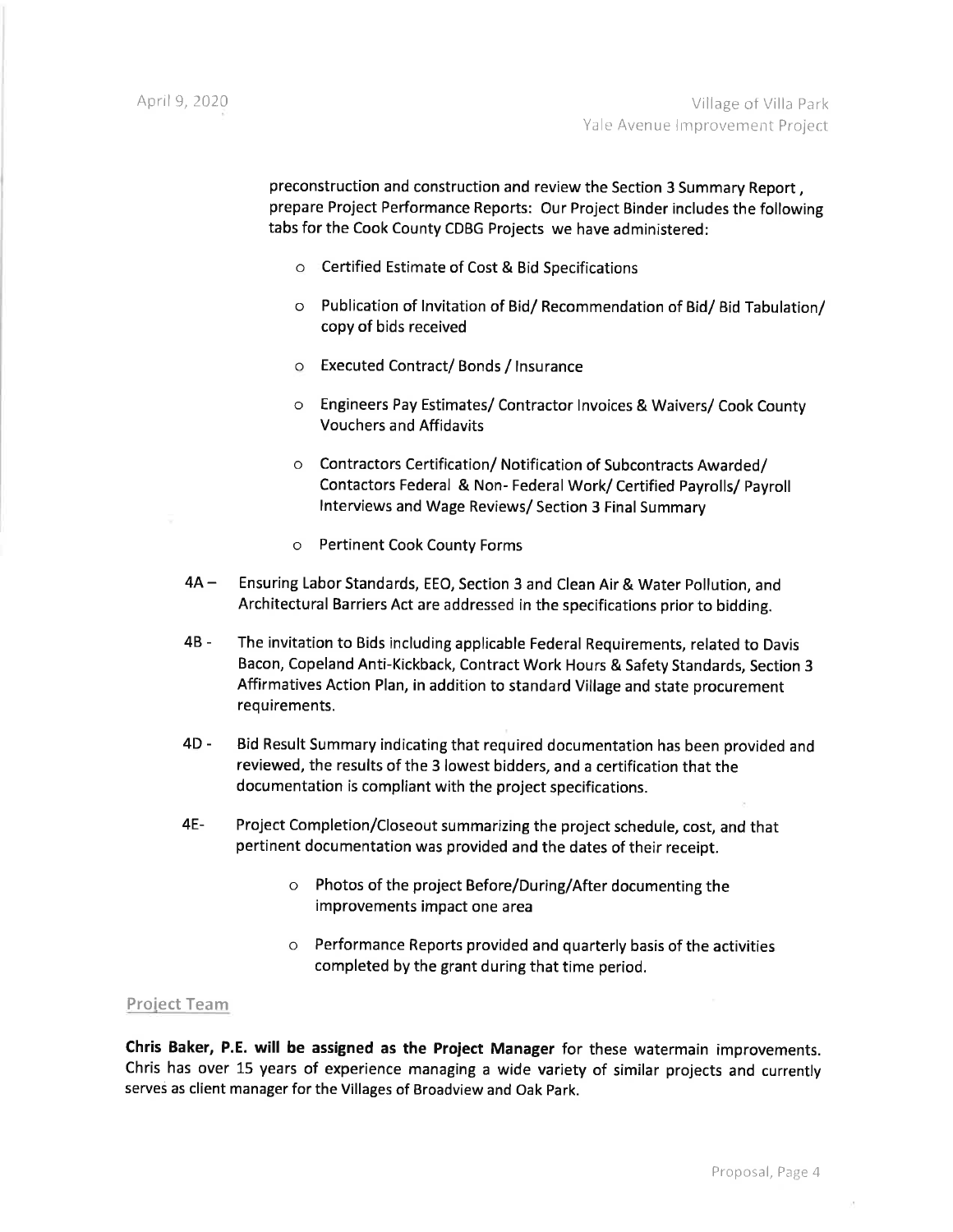preconstruction and construction and review the Section 3 Summary Report , prepare Project Performance Reports: Our Project Binder includes the following tabs for the Cook County CDBG Projects we have administered:

- Certified Estimate of Cost & Bid Specifications
- Publication of Invitation of Bid/ Recommendation of Bid/ Bid Tabulation/ copy of bids received
- Executed Contract/ Bonds / Insurance
- Engineers Pay Estimates/ Contractor Invoices & Waivers/ Cook County Vouchers and Affidavits
- Contractors Certification/ Notification of Subcontracts Awarded/ Contactors Federal & Non- Federal Work/ Certified Payrolls/ Payroll Interviews and Wage Reviews/ Section 3 Final Summary
- Pertinent Cook County Forms

4A – Ensuring Labor Standards, EEO, Section 3 and Clean Air & Water Pollution, and Architectural Barriers Act are addressed in the specifications prior to bidding.

4B - The invitation to Bids including applicable Federal Requirements, related to Davis Bacon, Copeland Anti-Kickback, Contract Work Hours & Safety Standards, Section 3 Affirmatives Action Plan, in addition to standard Village and state procurement requirements.

4D - Bid Result Summary indicating that required documentation has been provided and reviewed, the results of the 3 lowest bidders, and a certification that the documentation is compliant with the project specifications.

4E- Project Completion/Closeout summarizing the project schedule, cost, and that pertinent documentation was provided and the dates of their receipt.

- Photos of the project Before/During/After documenting the improvements impact one area
- Performance Reports provided and quarterly basis of the activities completed by the grant during that time period.

## Project Team

**Chris Baker, P.E. will be assigned as the Project Manager** for these watermain improvements. Chris has over 15 years of experience managing a wide variety of similar projects and currently serves as client manager for the Villages of Broadview and Oak Park.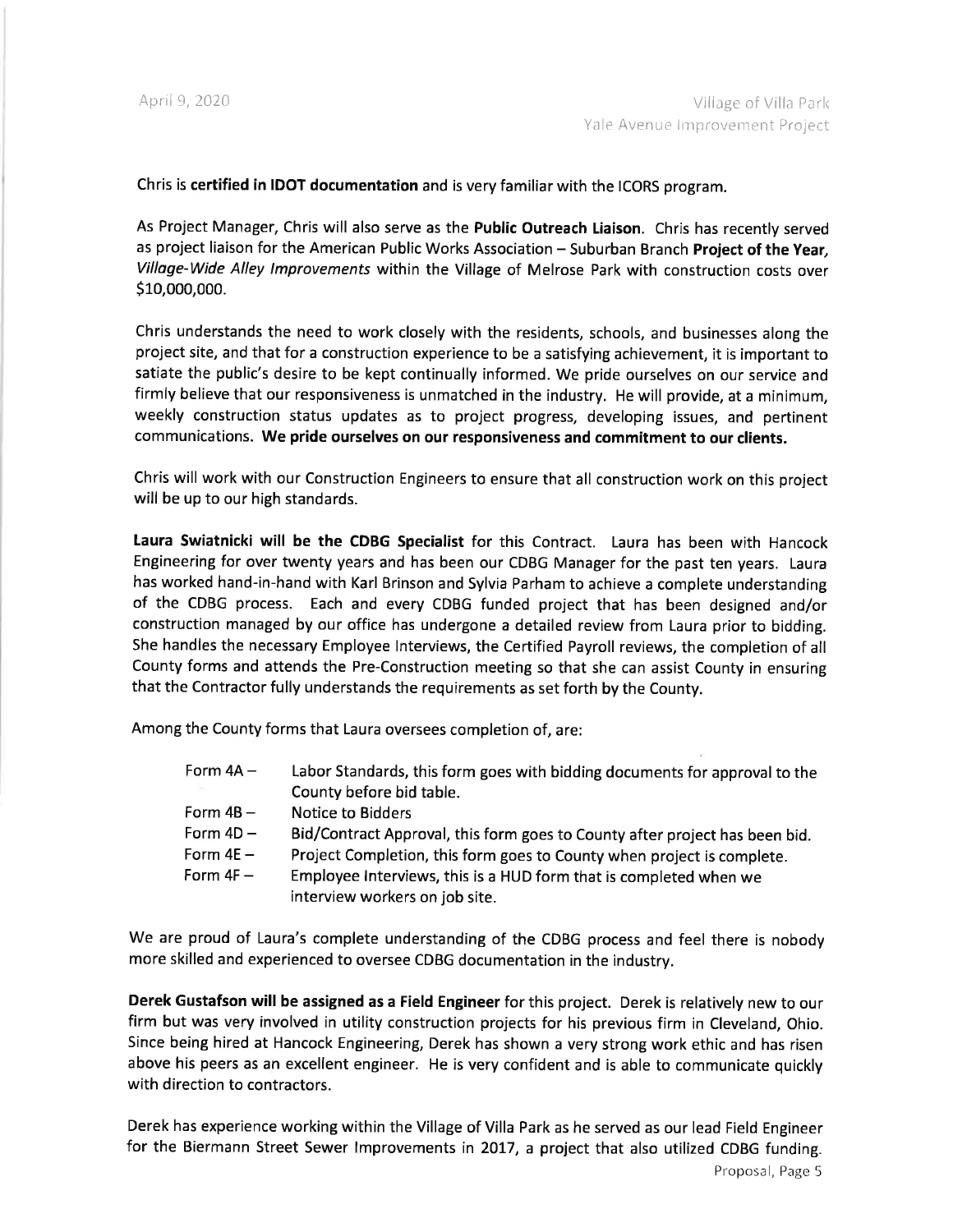Chris is **certified in IDOT documentation** and is very familiar with the ICORS program.

As Project Manager, Chris will also serve as the **Public Outreach Liaison**. Chris has recently served as project liaison for the American Public Works Association – Suburban Branch **Project of the Year**, *Village-Wide Alley Improvements* within the Village of Melrose Park with construction costs over $10,000,000.

Chris understands the need to work closely with the residents, schools, and businesses along the project site, and that for a construction experience to be a satisfying achievement, it is important to satiate the public's desire to be kept continually informed. We pride ourselves on our service and firmly believe that our responsiveness is unmatched in the industry. He will provide, at a minimum, weekly construction status updates as to project progress, developing issues, and pertinent communications. **We pride ourselves on our responsiveness and commitment to our clients.**

Chris will work with our Construction Engineers to ensure that all construction work on this project will be up to our high standards.

**Laura Swiatnicki will be the CDBG Specialist** for this Contract. Laura has been with Hancock Engineering for over twenty years and has been our CDBG Manager for the past ten years. Laura has worked hand-in-hand with Karl Brinson and Sylvia Parham to achieve a complete understanding of the CDBG process. Each and every CDBG funded project that has been designed and/or construction managed by our office has undergone a detailed review from Laura prior to bidding. She handles the necessary Employee Interviews, the Certified Payroll reviews, the completion of all County forms and attends the Pre-Construction meeting so that she can assist County in ensuring that the Contractor fully understands the requirements as set forth by the County.

Among the County forms that Laura oversees completion of, are:

- Form 4A – Labor Standards, this form goes with bidding documents for approval to the County before bid table.
- Form 4B – Notice to Bidders
- Form 4D – Bid/Contract Approval, this form goes to County after project has been bid.
- Form 4E – Project Completion, this form goes to County when project is complete.
- Form 4F – Employee Interviews, this is a HUD form that is completed when we interview workers on job site.

We are proud of Laura's complete understanding of the CDBG process and feel there is nobody more skilled and experienced to oversee CDBG documentation in the industry.

**Derek Gustafson will be assigned as a Field Engineer** for this project. Derek is relatively new to our firm but was very involved in utility construction projects for his previous firm in Cleveland, Ohio. Since being hired at Hancock Engineering, Derek has shown a very strong work ethic and has risen above his peers as an excellent engineer. He is very confident and is able to communicate quickly with direction to contractors.

Derek has experience working within the Village of Villa Park as he served as our lead Field Engineer for the Biermann Street Sewer Improvements in 2017, a project that also utilized CDBG funding.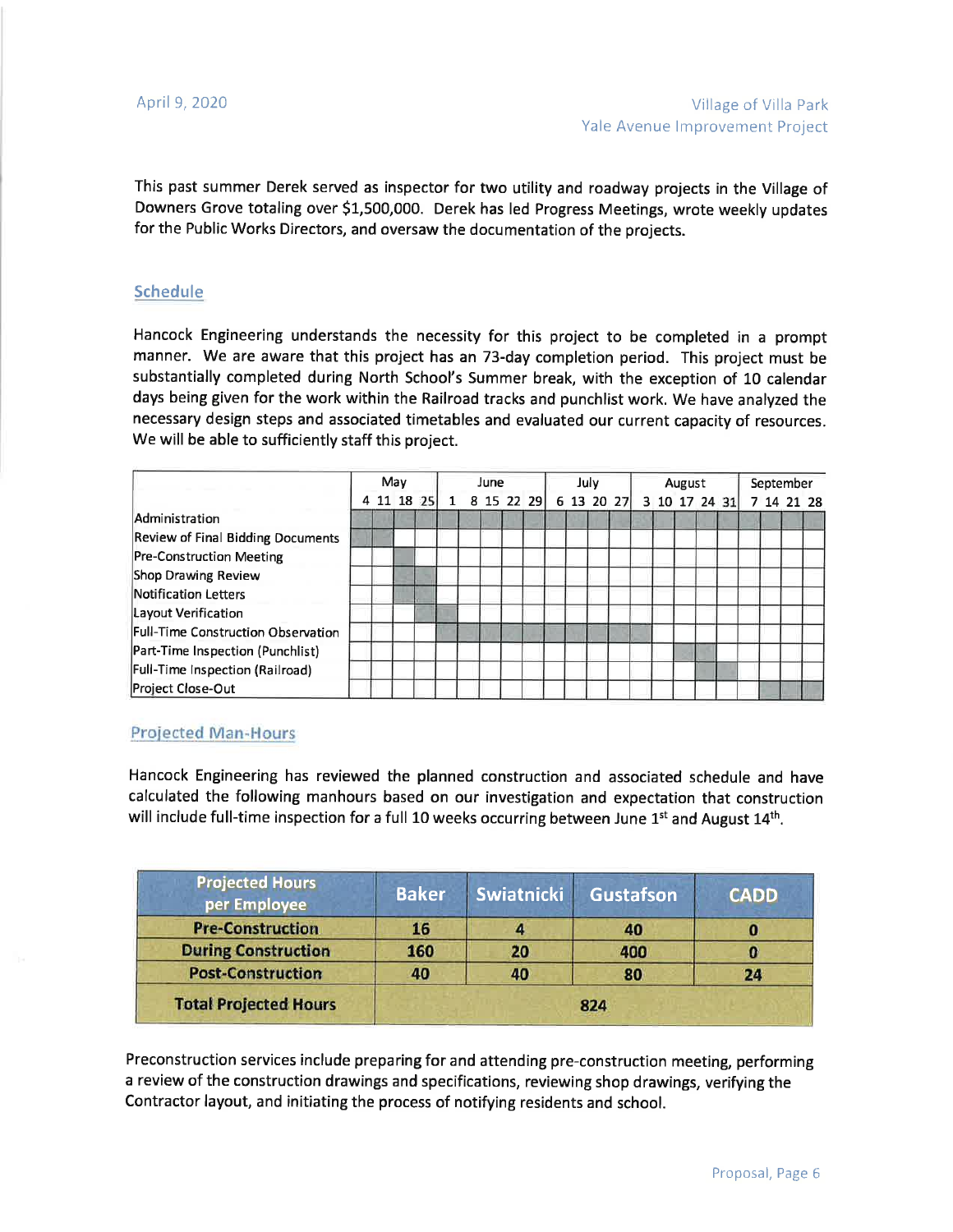This past summer Derek served as inspector for two utility and roadway projects in the Village of Downers Grove totaling over $1,500,000. Derek has led Progress Meetings, wrote weekly updates for the Public Works Directors, and oversaw the documentation of the projects.

## Schedule

Hancock Engineering understands the necessity for this project to be completed in a prompt manner. We are aware that this project has an 73-day completion period. This project must be substantially completed during North School's Summer break, with the exception of 10 calendar days being given for the work within the Railroad tracks and punchlist work. We have analyzed the necessary design steps and associated timetables and evaluated our current capacity of resources. We will be able to sufficiently staff this project.

| | May | | | | June | | | | | July | | | | August | | | | | September | | | |
|---|---|---|---|---|---|---|---|---|---|---|---|---|---|---|---|---|---|---|---|---|---|---|
| | 4 | 11 | 18 | 25 | 1 | 8 | 15 | 22 | 29 | 6 | 13 | 20 | 27 | 3 | 10 | 17 | 24 | 31 | 7 | 14 | 21 | 28 |
| Administration | ■ | ■ | ■ | ■ | ■ | ■ | ■ | ■ | ■ | ■ | ■ | ■ | ■ | ■ | ■ | ■ | ■ | ■ | ■ | ■ | ■ | ■ |
| Review of Final Bidding Documents | ■ | ■ | | | | | | | | | | | | | | | | | | | | |
| Pre-Construction Meeting | | | ■ | | | | | | | | | | | | | | | | | | | |
| Shop Drawing Review | | | ■ | ■ | | | | | | | | | | | | | | | | | | |
| Notification Letters | | | ■ | ■ | | | | | | | | | | | | | | | | | | |
| Layout Verification | | | | ■ | ■ | | | | | | | | | | | | | | | | | |
| Full-Time Construction Observation | | | | | ■ | ■ | ■ | ■ | ■ | ■ | ■ | ■ | ■ | ■ | | | | | | | | |
| Part-Time Inspection (Punchlist) | | | | | | | | | | | | | | | | ■ | | | | | | |
| Full-Time Inspection (Railroad) | | | | | | | | | | | | | | | | | ■ | ■ | | | | |
| Project Close-Out | | | | | | | | | | | | | | | | | | | | ■ | ■ | ■ |

## Projected Man-Hours

Hancock Engineering has reviewed the planned construction and associated schedule and have calculated the following manhours based on our investigation and expectation that construction will include full-time inspection for a full 10 weeks occurring between June 1st and August 14th.

| Projected Hours per Employee | Baker | Swiatnicki | Gustafson | CADD |
|---|---|---|---|---|
| Pre-Construction | 16 | 4 | 40 | 0 |
| During Construction | 160 | 20 | 400 | 0 |
| Post-Construction | 40 | 40 | 80 | 24 |
| **Total Projected Hours** | 824 | | | |

Preconstruction services include preparing for and attending pre-construction meeting, performing a review of the construction drawings and specifications, reviewing shop drawings, verifying the Contractor layout, and initiating the process of notifying residents and school.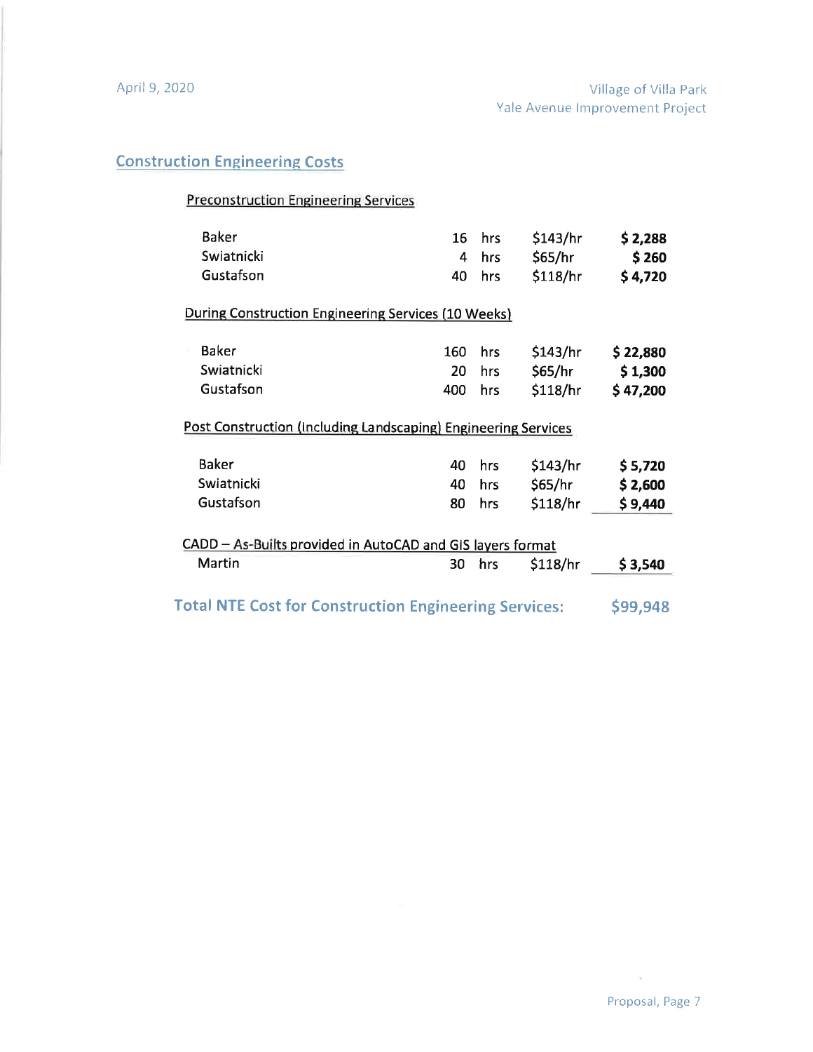## Construction Engineering Costs

### Preconstruction Engineering Services

| | | | | |
|---|---|---|---|---|
| Baker | 16 | hrs | $143/hr | **$ 2,288** |
| Swiatnicki | 4 | hrs | $65/hr | **$ 260** |
| Gustafson | 40 | hrs | $118/hr | **$ 4,720** |

### During Construction Engineering Services (10 Weeks)

| | | | | |
|---|---|---|---|---|
| Baker | 160 | hrs | $143/hr | **$ 22,880** |
| Swiatnicki | 20 | hrs | $65/hr | **$ 1,300** |
| Gustafson | 400 | hrs | $118/hr | **$ 47,200** |

### Post Construction (Including Landscaping) Engineering Services

| | | | | |
|---|---|---|---|---|
| Baker | 40 | hrs | $143/hr | **$ 5,720** |
| Swiatnicki | 40 | hrs | $65/hr | **$ 2,600** |
| Gustafson | 80 | hrs | $118/hr | **$ 9,440** |

### CADD – As-Builts provided in AutoCAD and GIS layers format

| | | | | |
|---|---|---|---|---|
| Martin | 30 | hrs | $118/hr | **$ 3,540** |

**Total NTE Cost for Construction Engineering Services: $99,948**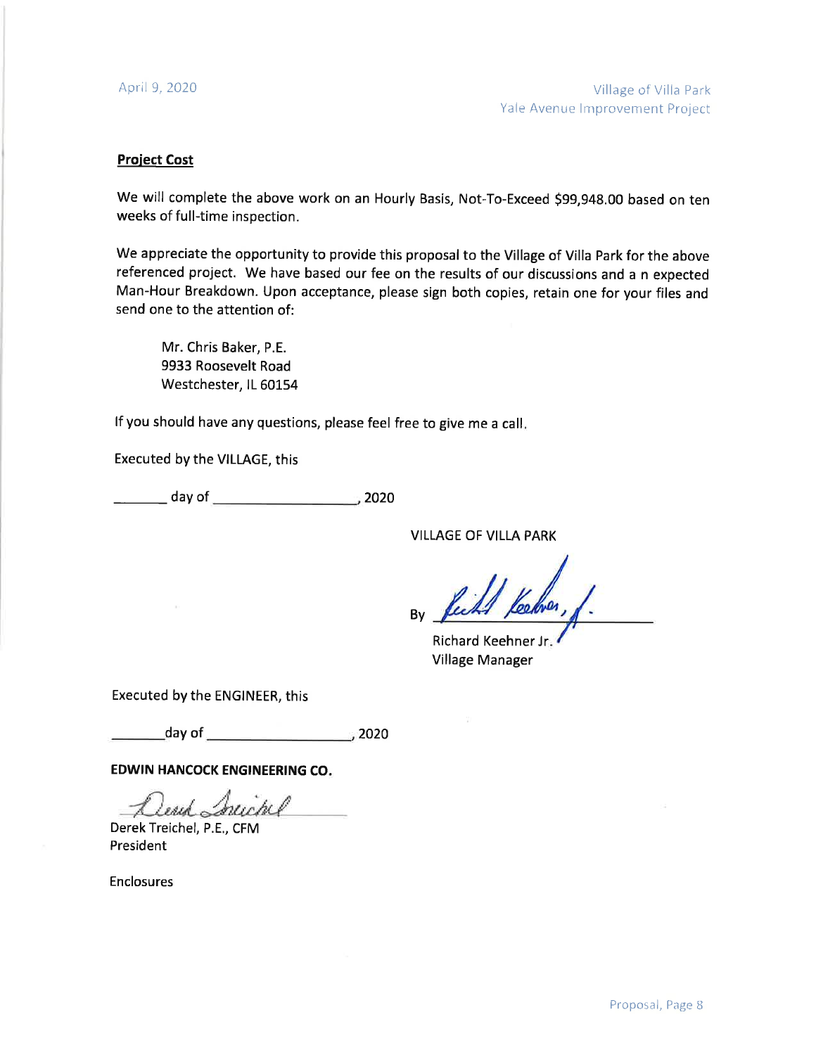**Project Cost**

We will complete the above work on an Hourly Basis, Not-To-Exceed $99,948.00 based on ten weeks of full-time inspection.

We appreciate the opportunity to provide this proposal to the Village of Villa Park for the above referenced project. We have based our fee on the results of our discussions and a n expected Man-Hour Breakdown. Upon acceptance, please sign both copies, retain one for your files and send one to the attention of:

Mr. Chris Baker, P.E.
9933 Roosevelt Road
Westchester, IL 60154

If you should have any questions, please feel free to give me a call.

Executed by the VILLAGE, this

_______ day of _________________, 2020

VILLAGE OF VILLA PARK

By _______________________
Richard Keehner Jr.
Village Manager

Executed by the ENGINEER, this

_______ day of _________________, 2020

**EDWIN HANCOCK ENGINEERING CO.**

_______________________
Derek Treichel, P.E., CFM
President

Enclosures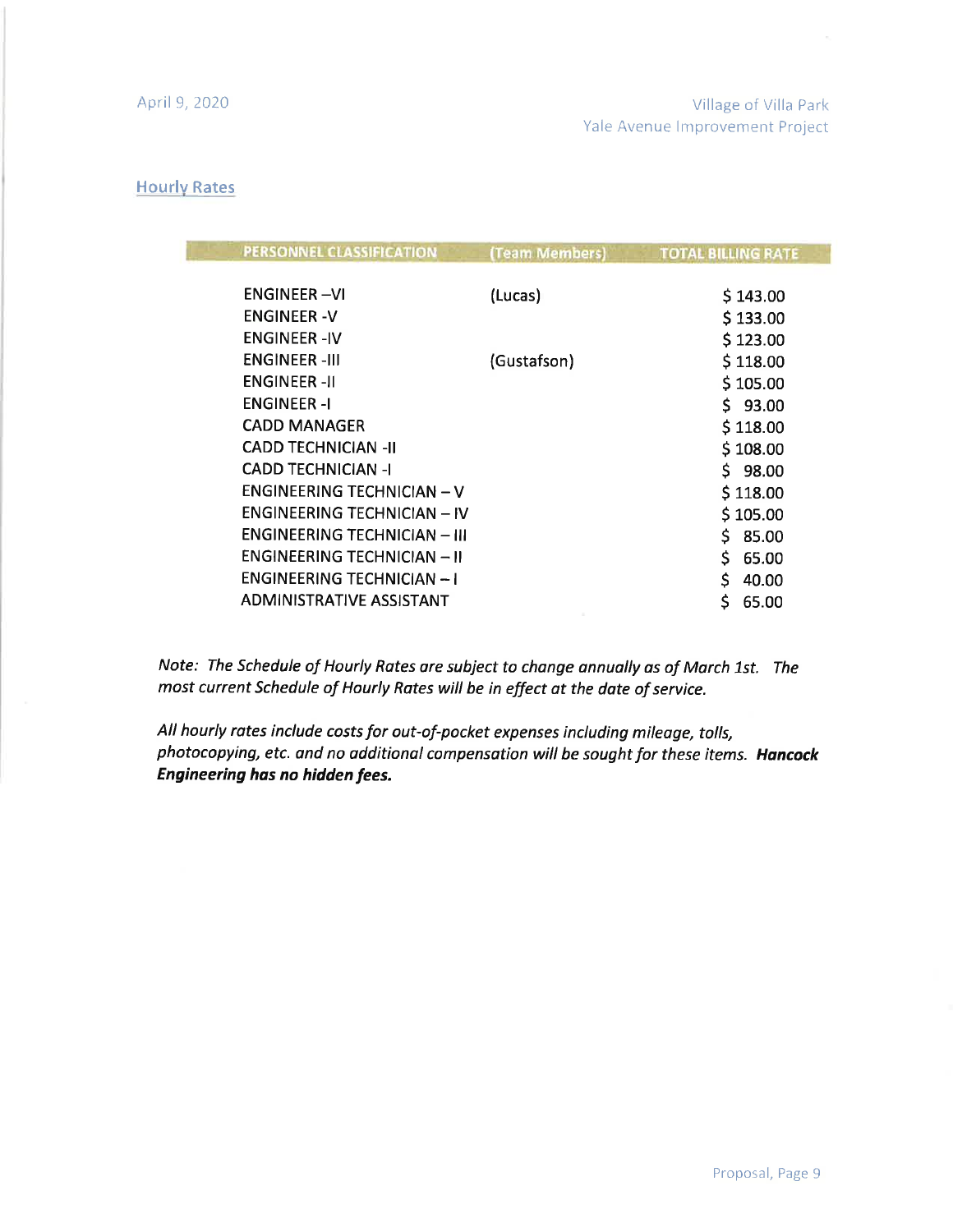## Hourly Rates

| PERSONNEL CLASSIFICATION | (Team Members) | TOTAL BILLING RATE |
|---|---|---|
| ENGINEER –VI | (Lucas) | $ 143.00 |
| ENGINEER -V | | $ 133.00 |
| ENGINEER -IV | | $ 123.00 |
| ENGINEER -III | (Gustafson) | $ 118.00 |
| ENGINEER -II | | $ 105.00 |
| ENGINEER -I | | $ 93.00 |
| CADD MANAGER | | $ 118.00 |
| CADD TECHNICIAN -II | | $ 108.00 |
| CADD TECHNICIAN -I | | $ 98.00 |
| ENGINEERING TECHNICIAN – V | | $ 118.00 |
| ENGINEERING TECHNICIAN – IV | | $ 105.00 |
| ENGINEERING TECHNICIAN – III | | $ 85.00 |
| ENGINEERING TECHNICIAN – II | | $ 65.00 |
| ENGINEERING TECHNICIAN – I | | $ 40.00 |
| ADMINISTRATIVE ASSISTANT | | $ 65.00 |

*Note: The Schedule of Hourly Rates are subject to change annually as of March 1st. The most current Schedule of Hourly Rates will be in effect at the date of service.*

*All hourly rates include costs for out-of-pocket expenses including mileage, tolls, photocopying, etc. and no additional compensation will be sought for these items.* ***Hancock Engineering has no hidden fees.***